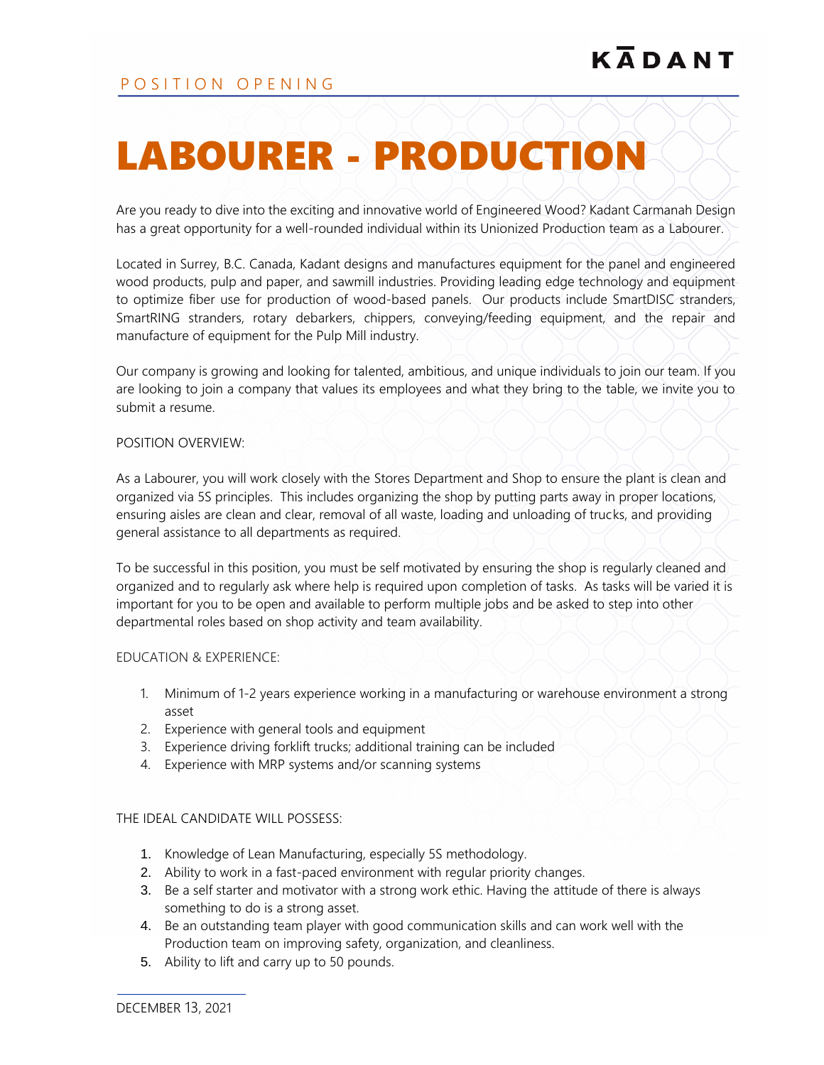KĀDANT

POSITION OPENING

# LABOURER - PRODUCTION

Are you ready to dive into the exciting and innovative world of Engineered Wood? Kadant Carmanah Design has a great opportunity for a well-rounded individual within its Unionized Production team as a Labourer.

Located in Surrey, B.C. Canada, Kadant designs and manufactures equipment for the panel and engineered wood products, pulp and paper, and sawmill industries. Providing leading edge technology and equipment to optimize fiber use for production of wood-based panels. Our products include SmartDISC stranders, SmartRING stranders, rotary debarkers, chippers, conveying/feeding equipment, and the repair and manufacture of equipment for the Pulp Mill industry.

Our company is growing and looking for talented, ambitious, and unique individuals to join our team. If you are looking to join a company that values its employees and what they bring to the table, we invite you to submit a resume.

POSITION OVERVIEW:

As a Labourer, you will work closely with the Stores Department and Shop to ensure the plant is clean and organized via 5S principles. This includes organizing the shop by putting parts away in proper locations, ensuring aisles are clean and clear, removal of all waste, loading and unloading of trucks, and providing general assistance to all departments as required.

To be successful in this position, you must be self motivated by ensuring the shop is regularly cleaned and organized and to regularly ask where help is required upon completion of tasks. As tasks will be varied it is important for you to be open and available to perform multiple jobs and be asked to step into other departmental roles based on shop activity and team availability.

EDUCATION & EXPERIENCE:

1. Minimum of 1-2 years experience working in a manufacturing or warehouse environment a strong asset
2. Experience with general tools and equipment
3. Experience driving forklift trucks; additional training can be included
4. Experience with MRP systems and/or scanning systems

THE IDEAL CANDIDATE WILL POSSESS:

1. Knowledge of Lean Manufacturing, especially 5S methodology.
2. Ability to work in a fast-paced environment with regular priority changes.
3. Be a self starter and motivator with a strong work ethic. Having the attitude of there is always something to do is a strong asset.
4. Be an outstanding team player with good communication skills and can work well with the Production team on improving safety, organization, and cleanliness.
5. Ability to lift and carry up to 50 pounds.

DECEMBER 13, 2021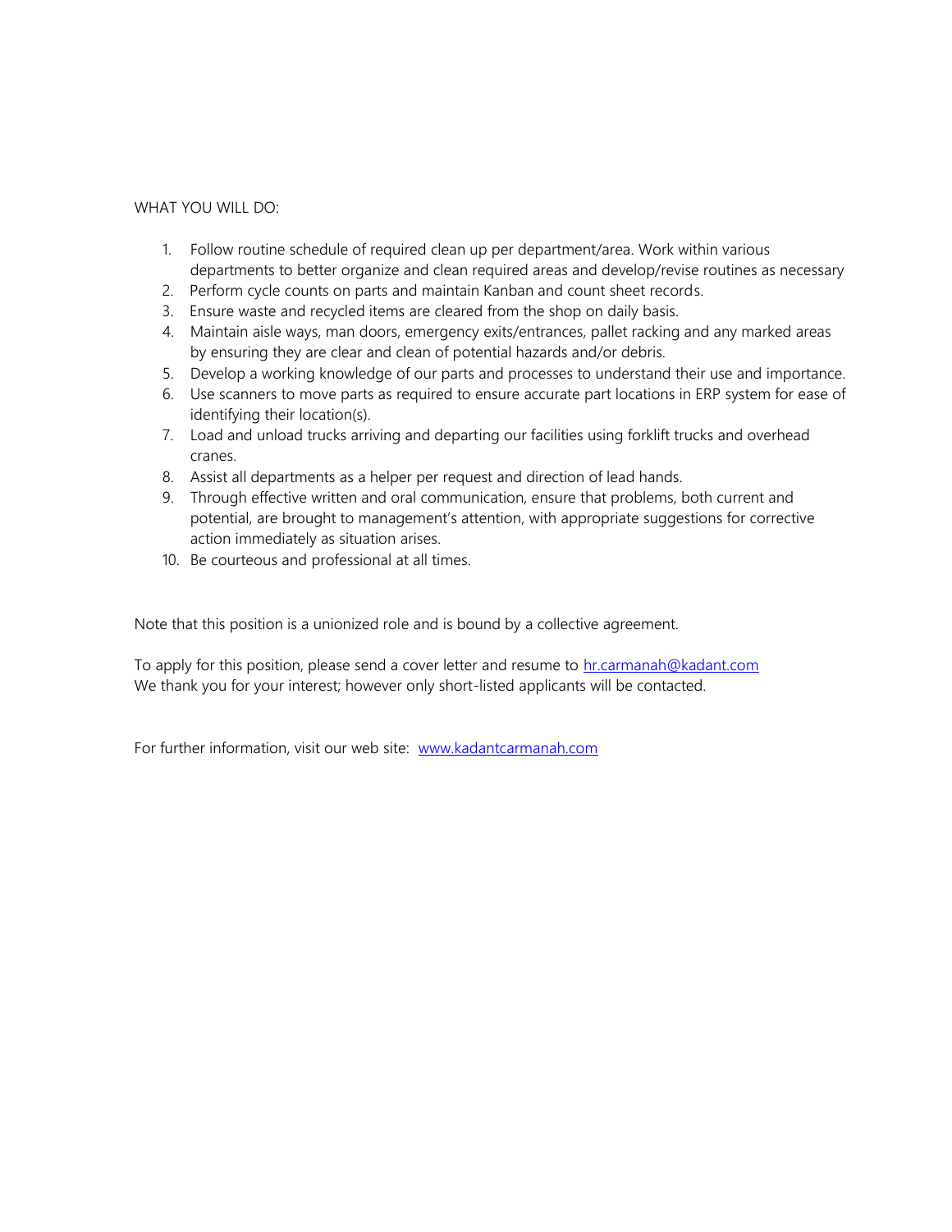WHAT YOU WILL DO:

1. Follow routine schedule of required clean up per department/area. Work within various departments to better organize and clean required areas and develop/revise routines as necessary
2. Perform cycle counts on parts and maintain Kanban and count sheet records.
3. Ensure waste and recycled items are cleared from the shop on daily basis.
4. Maintain aisle ways, man doors, emergency exits/entrances, pallet racking and any marked areas by ensuring they are clear and clean of potential hazards and/or debris.
5. Develop a working knowledge of our parts and processes to understand their use and importance.
6. Use scanners to move parts as required to ensure accurate part locations in ERP system for ease of identifying their location(s).
7. Load and unload trucks arriving and departing our facilities using forklift trucks and overhead cranes.
8. Assist all departments as a helper per request and direction of lead hands.
9. Through effective written and oral communication, ensure that problems, both current and potential, are brought to management's attention, with appropriate suggestions for corrective action immediately as situation arises.
10. Be courteous and professional at all times.

Note that this position is a unionized role and is bound by a collective agreement.

To apply for this position, please send a cover letter and resume to [hr.carmanah@kadant.com](mailto:hr.carmanah@kadant.com)
We thank you for your interest; however only short-listed applicants will be contacted.

For further information, visit our web site: [www.kadantcarmanah.com](http://www.kadantcarmanah.com)